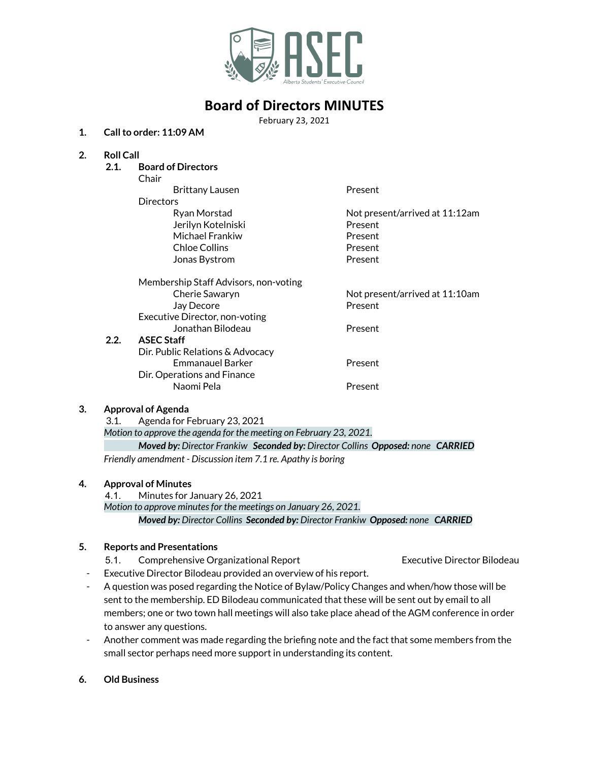ASEC

Alberta Students' Executive Council

# Board of Directors MINUTES

February 23, 2021

1. **Call to order: 11:09 AM**

2. **Roll Call**

   2.1. **Board of Directors**

| | |
|---|---|
| Chair | |
| Brittany Lausen | Present |
| Directors | |
| Ryan Morstad | Not present/arrived at 11:12am |
| Jerilyn Kotelniski | Present |
| Michael Frankiw | Present |
| Chloe Collins | Present |
| Jonas Bystrom | Present |
| Membership Staff Advisors, non-voting | |
| Cherie Sawaryn | Not present/arrived at 11:10am |
| Jay Decore | Present |
| Executive Director, non-voting | |
| Jonathan Bilodeau | Present |

   2.2. **ASEC Staff**

| | |
|---|---|
| Dir. Public Relations & Advocacy | |
| Emmanauel Barker | Present |
| Dir. Operations and Finance | |
| Naomi Pela | Present |

3. **Approval of Agenda**

   3.1. Agenda for February 23, 2021

   *Motion to approve the agenda for the meeting on February 23, 2021.*

   ***Moved by:** Director Frankiw **Seconded by:** Director Collins **Opposed:** none **CARRIED***

   *Friendly amendment - Discussion item 7.1 re. Apathy is boring*

4. **Approval of Minutes**

   4.1. Minutes for January 26, 2021

   *Motion to approve minutes for the meetings on January 26, 2021.*

   ***Moved by:** Director Collins **Seconded by:** Director Frankiw **Opposed:** none **CARRIED***

5. **Reports and Presentations**

   5.1. Comprehensive Organizational Report — Executive Director Bilodeau

   - Executive Director Bilodeau provided an overview of his report.
   - A question was posed regarding the Notice of Bylaw/Policy Changes and when/how those will be sent to the membership. ED Bilodeau communicated that these will be sent out by email to all members; one or two town hall meetings will also take place ahead of the AGM conference in order to answer any questions.
   - Another comment was made regarding the briefing note and the fact that some members from the small sector perhaps need more support in understanding its content.

6. **Old Business**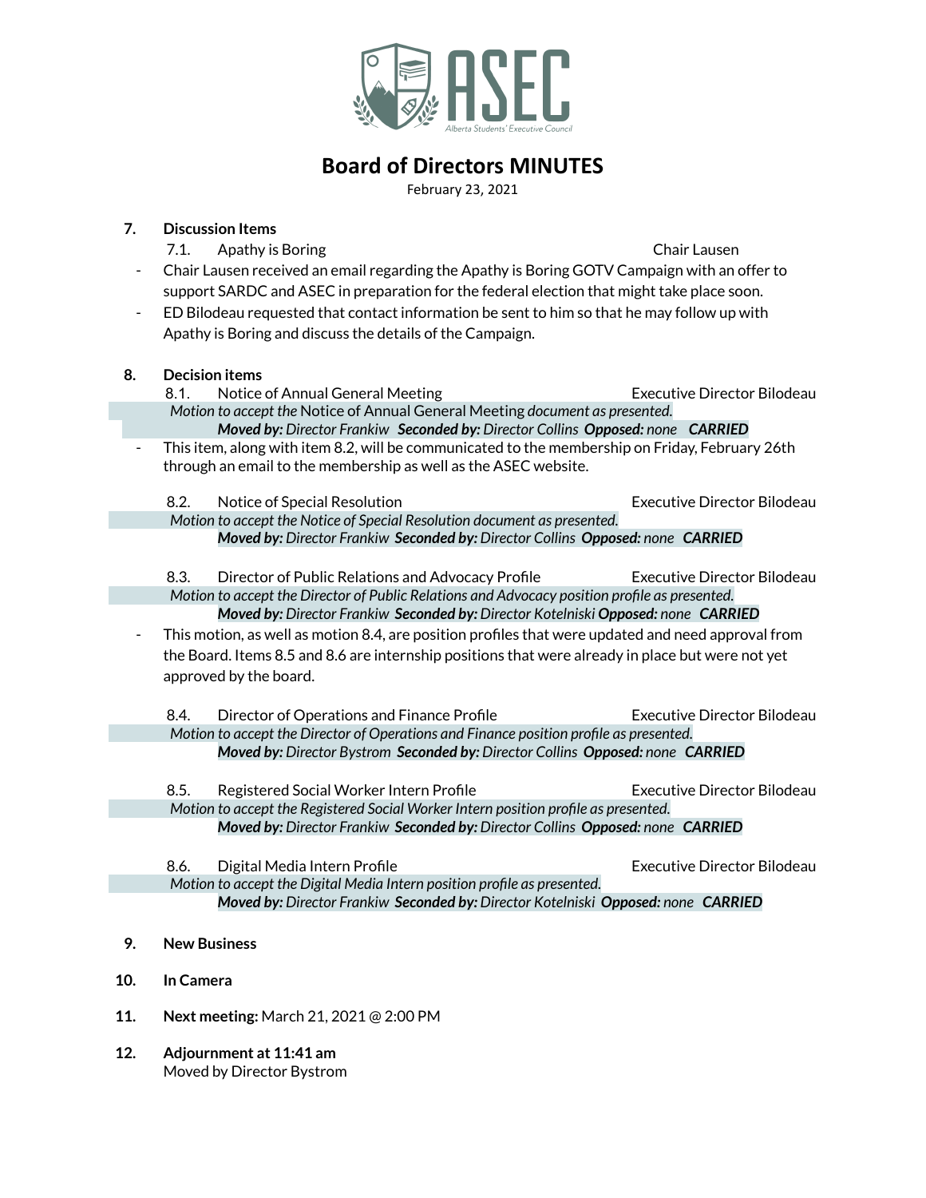# Board of Directors MINUTES

February 23, 2021

**7. Discussion Items**

7.1. Apathy is Boring — Chair Lausen

- Chair Lausen received an email regarding the Apathy is Boring GOTV Campaign with an offer to support SARDC and ASEC in preparation for the federal election that might take place soon.
- ED Bilodeau requested that contact information be sent to him so that he may follow up with Apathy is Boring and discuss the details of the Campaign.

**8. Decision items**

8.1. Notice of Annual General Meeting — Executive Director Bilodeau

*Motion to accept the* Notice of Annual General Meeting *document as presented.*
***Moved by:*** *Director Frankiw* ***Seconded by:*** *Director Collins* ***Opposed:*** *none* ***CARRIED***

- This item, along with item 8.2, will be communicated to the membership on Friday, February 26th through an email to the membership as well as the ASEC website.

8.2. Notice of Special Resolution — Executive Director Bilodeau

*Motion to accept the Notice of Special Resolution document as presented.*
***Moved by:*** *Director Frankiw* ***Seconded by:*** *Director Collins* ***Opposed:*** *none* ***CARRIED***

8.3. Director of Public Relations and Advocacy Profile — Executive Director Bilodeau

*Motion to accept the Director of Public Relations and Advocacy position profile as presented.*
***Moved by:*** *Director Frankiw* ***Seconded by:*** *Director Kotelniski* ***Opposed:*** *none* ***CARRIED***

- This motion, as well as motion 8.4, are position profiles that were updated and need approval from the Board. Items 8.5 and 8.6 are internship positions that were already in place but were not yet approved by the board.

8.4. Director of Operations and Finance Profile — Executive Director Bilodeau

*Motion to accept the Director of Operations and Finance position profile as presented.*
***Moved by:*** *Director Bystrom* ***Seconded by:*** *Director Collins* ***Opposed:*** *none* ***CARRIED***

8.5. Registered Social Worker Intern Profile — Executive Director Bilodeau

*Motion to accept the Registered Social Worker Intern position profile as presented.*
***Moved by:*** *Director Frankiw* ***Seconded by:*** *Director Collins* ***Opposed:*** *none* ***CARRIED***

8.6. Digital Media Intern Profile — Executive Director Bilodeau

*Motion to accept the Digital Media Intern position profile as presented.*
***Moved by:*** *Director Frankiw* ***Seconded by:*** *Director Kotelniski* ***Opposed:*** *none* ***CARRIED***

**9. New Business**

**10. In Camera**

**11. Next meeting:** March 21, 2021 @ 2:00 PM

**12. Adjournment at 11:41 am**
Moved by Director Bystrom